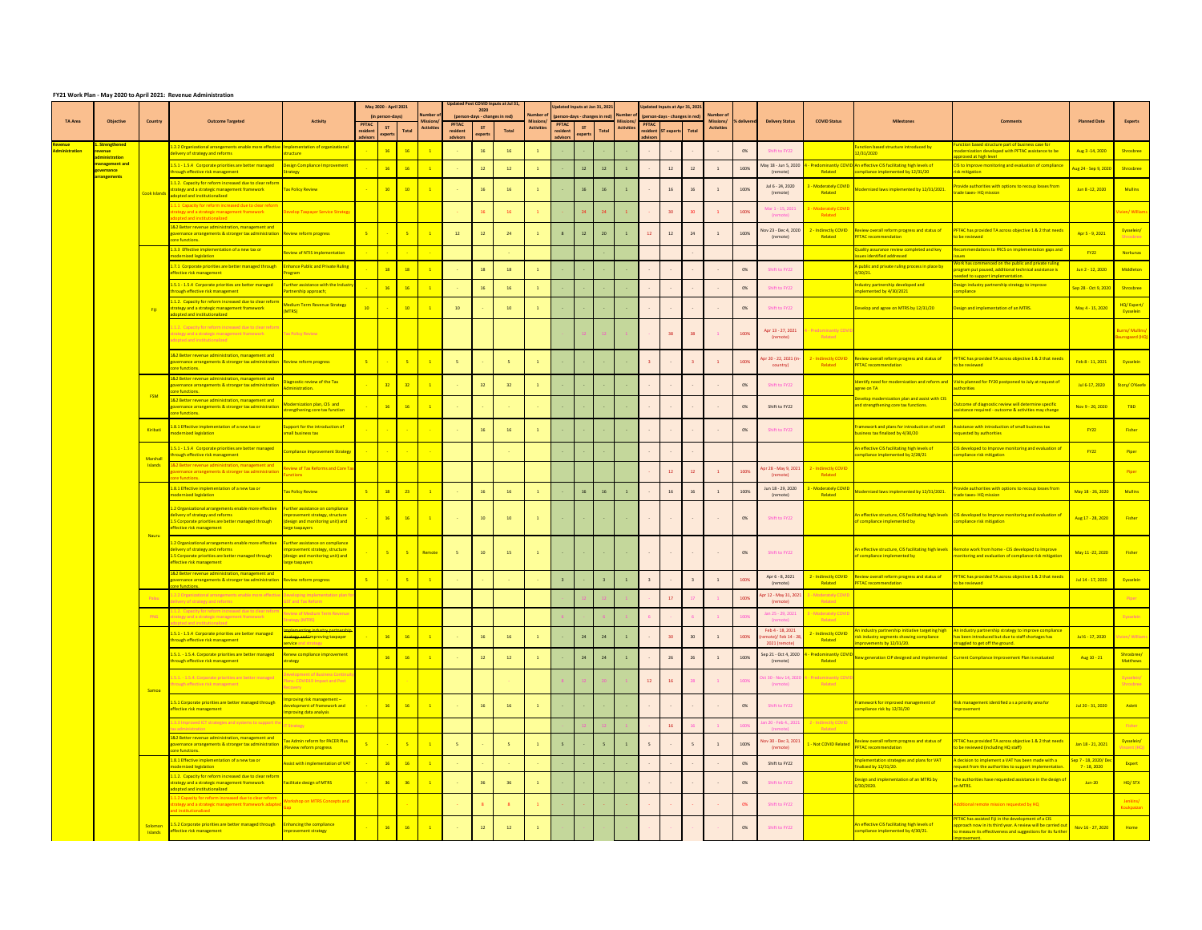## FY21 Work Plan - May 2020 to April 2021: Revenue Administration

| TA Area | Objective | Country | Outcome Targeted | Activity | May 2020 - April 2021 (in person-days) PFTAC resident advisors | ST experts | Total | Number of Missions/ Activities | Updated Post COVID inputs at Jul 31, 2020 (person-days - changes in red) PFTAC resident advisors | ST experts | Total | Number of Missions/ Activities | Updated Inputs at Jan 31, 2021 (person-days - changes in red) PFTAC resident advisors | ST experts | Total | Number of Missions/ Activities | Updated Inputs at Apr 31, 2021 (person-days - changes in red) PFTAC resident advisors | ST experts | Total | Number of Missions/ Activities | % delivered | Delivery Status | COVID Status | Milestones | Comments | Planned Date | Experts |
|---|---|---|---|---|---|---|---|---|---|---|---|---|---|---|---|---|---|---|---|---|---|---|---|---|---|---|---|
| Revenue Administration | 1. Strengthened revenue administration management and governance arrangements | Cook Islands | 1.2.2 Organizational arrangements enable more effective delivery of strategy and reforms | Implementation of organizational structure | - | 16 | 16 | 1 | - | 16 | 16 | 1 | - | - | - | - | - | - | - | - | 0% | Shift to FY22 | | Function based structure introduced by 12/31/2020 | Function based structure part of business case for modernization developed with PFTAC assistance to be approved at high level | Aug 3 -14, 2020 | Shrosbree |
| | | | 1.5.1 - 1.5.4 Corporate priorities are better managed through effective risk management | Design Compliance Improvement Strategy | - | 16 | 16 | 1 | - | 12 | 12 | 1 | - | 12 | 12 | 1 | - | 12 | 12 | 1 | 100% | May 18 - Jun 5, 2020 (remote) | 4 - Predominantly COVID Related | An effective CIS facilitating high levels of compliance implemented by 12/31/20 | CIS to improve monitoring and evaluation of compliance risk mitigation | Aug 24 - Sep 9, 2020 | Shrosbree |
| | | | 1.1.2. Capacity for reform increased due to clear reform strategy and a strategic management framework adopted and institutionalized | Tax Policy Review | - | 10 | 10 | 1 | - | 16 | 16 | 1 | - | 16 | 16 | 1 | - | 16 | 16 | 1 | 100% | Jul 6 - 24, 2020 (remote) | 3 - Moderately COVID Related | Modernized laws implemented by 12/31/2021. | Provide authorities with options to recoup losses from trade taxes- HQ mission | Jun 8 -12, 2020 | Mullins |
| | | | 1.1.2. Capacity for reform increased due to clear reform strategy and a strategic management framework adopted and institutionalized | Develop Taxpayer Service Strategy | | | | | - | 16 | 16 | 1 | - | 24 | 24 | 1 | - | 30 | 30 | 1 | 100% | Mar 1 - 15, 2021 (remote) | 3 - Moderately COVID Related | | | | Vaiser/ Williams |
| | | | 1&2 Better revenue administration, management and governance arrangements & stronger tax administration core functions. | Review reform progress | 5 | - | 5 | 1 | 12 | 12 | 24 | 1 | 8 | 12 | 20 | 1 | 12 | 12 | 24 | 1 | 100% | Nov 23 - Dec 4, 2020 (remote) | 2 - Indirectly COVID Related | Review overall reform progress and status of PFTAC recommendation | PFTAC has provided TA across objective 1 & 2 that needs to be reviewed | Apr 5 - 9, 2021 | Eysselein/ Shrosbree |
| | | Fiji | 1.3.3 Effective implementation of a new tax or modernized legislation | Review of NTIS implementation | - | - | - | - | | | - | | | | - | | | | - | | | | | Quality assurance review completed and key issues identified addressed | Recommendations to FRCS on implementation gaps and issues | FY22 | Norkunas |
| | | | 1.7.1 Corporate priorities are better managed through effective risk management | Enhance Public and Private Ruling Program | - | 18 | 18 | 1 | - | 18 | 18 | 1 | - | - | - | - | - | - | - | - | 0% | Shift to FY22 | | A public and private ruling process in place by 4/30/21 | Work has commenced on the public and private ruling program put paused, additional technical assistance is needed to support implementation. | Jun 2 - 12, 2020 | Middleton |
| | | | 1.5.1 - 1.5.4 Corporate priorities are better managed through effective risk management | Further assistance with the Industry Partnership approach; | - | 16 | 16 | 1 | - | 16 | 16 | 1 | - | - | - | - | - | - | - | - | 0% | Shift to FY22 | | Industry partnership developed and implemented by 4/30/2021 | Design industry partnership strategy to improve compliance | Sep 28 - Oct 9, 2020 | Shrosbree |
| | | | 1.1.2. Capacity for reform increased due to clear reform strategy and a strategic management framework adopted and institutionalized | Medium Term Revenue Strategy (MTRS) | 10 | - | 10 | 1 | 10 | - | 10 | 1 | - | - | - | - | - | - | - | - | 0% | Shift to FY22 | | Develop and agree on MTRS by 12/31/20 | Design and implementation of an MTRS. | May 4 - 15, 2020 | HQ/ Expert/ Eysselein |
| | | | 1.1.2. Capacity for reform increased due to clear reform strategy and a strategic management framework adopted and institutionalized | Tax Policy Review | | | | | | | | | - | 12 | 12 | 1 | - | 38 | 38 | 1 | 100% | Apr 13 - 27, 2021 (remote) | 4 - Predominantly COVID Related | | | | Burns/ Mullins/ Bourisgaard (HQ) |
| | | | 1&2 Better revenue administration, management and governance arrangements & stronger tax administration core functions. | Review reform progress | 5 | - | 5 | 1 | 5 | - | 5 | 1 | - | - | - | - | 3 | - | 3 | 1 | 100% | Apr 20 - 22, 2021 (in-country) | 2 - Indirectly COVID Related | Review overall reform progress and status of PFTAC recommendation | PFTAC has provided TA across objective 1 & 2 that needs to be reviewed | Feb 8 - 11, 2021 | Eysselein |
| | | FSM | 1&2 Better revenue administration, management and governance arrangements & stronger tax administration core functions. | Diagnostic review of the Tax Administration. | - | 32 | 32 | 1 | - | 32 | 32 | 1 | - | - | - | - | - | - | - | - | 0% | Shift to FY22 | | Identify need for modernization and reform and agree on TA | Visits planned for FY20 postponed to July at request of authorities | Jul 6-17, 2020 | Story/ O'Keefe |
| | | | 1&2 Better revenue administration, management and governance arrangements & stronger tax administration core functions. | Modernization plan, CIS and strengthening core tax function | - | 16 | 16 | 1 | - | - | - | - | - | - | - | - | - | - | - | - | 0% | Shift to FY22 | | Develop modernization plan and assist with CIS and strengthening core tax functions. | Outcome of diagnostic review will determine specific assistance required - outcome & activities may change | Nov 9 - 20, 2020 | TBD |
| | | Kiribati | 1.8.1 Effective implementation of a new tax or modernized legislation | Support for the introduction of small business tax | - | - | - | - | - | 16 | 16 | 1 | - | - | - | - | - | - | - | - | 0% | Shift to FY22 | | Framework and plans for introduction of small business tax finalized by 4/30/20 | Assistance with introduction of small business tax requested by authorities | FY22 | Fisher |
| | | Marshall Islands | 1.5.1 - 1.5.4 Corporate priorities are better managed through effective risk management | Compliance Improvement Strategy | - | - | - | - | | | - | | - | - | - | | - | - | - | | | | | An effective CIS facilitating high levels of compliance implemented by 2/28/21 | CIS developed to improve monitoring and evaluation of compliance risk mitigation | FY22 | Piper |
| | | | 1&2 Better revenue administration, management and governance arrangements & stronger tax administration core functions. | Review of Tax Reforms and Core Tax Functions | | | | | | | | | | | | | - | 12 | 12 | 1 | 100% | Apr 28 - May 9, 2021 (remote) | 2 - Indirectly COVID Related | | | | Piper |
| | | Nauru | 1.8.1 Effective implementation of a new tax or modernized legislation | Tax Policy Review | 5 | 18 | 23 | 1 | - | 16 | 16 | 1 | - | 16 | 16 | 1 | - | 16 | 16 | 1 | 100% | Jun 18 - 29, 2020 (remote) | 3 - Moderately COVID Related | Modernized laws implemented by 12/31/2021. | Provide authorities with options to recoup losses from trade taxes- HQ mission | May 18 - 26, 2020 | Mullins |
| | | | 1.2 Organizational arrangements enable more effective delivery of strategy and reforms. 1.5 Corporate priorities are better managed through effective risk management | Further assistance on compliance improvement strategy, structure (design and monitoring unit) and large taxpayers | - | 16 | 16 | 1 | - | 10 | 10 | 1 | - | - | - | - | - | - | - | - | 0% | Shift to FY22 | | An effective structure, CIS facilitating high levels of compliance implemented by | CIS developed to improve monitoring and evaluation of compliance risk mitigation | Aug 17 - 28, 2020 | Fisher |
| | | | 1.2 Organizational arrangements enable more effective delivery of strategy and reforms. 1.5 Corporate priorities are better managed through effective risk management | Further assistance on compliance improvement strategy, structure (design and monitoring unit) and large taxpayers | - | 5 | 5 | Remote | 5 | 10 | 15 | 1 | - | - | - | - | - | - | - | - | 0% | Shift to FY22 | | An effective structure, CIS facilitating high levels of compliance implemented by | Remote work from home - CIS developed to improve monitoring and evaluation of compliance risk mitigation | May 11 -22, 2020 | Fisher |
| | | | 1&2 Better revenue administration, management and governance arrangements & stronger tax administration core functions. | Review reform progress | 5 | - | 5 | 1 | - | - | - | - | 3 | - | 3 | 1 | 3 | - | 3 | 1 | 100% | Apr 6 - 8, 2021 (remote) | 2 - Indirectly COVID Related | Review overall reform progress and status of PFTAC recommendation | PFTAC has provided TA across objective 1 & 2 that needs to be reviewed | Jul 14 - 17, 2020 | Eysselein |
| | | Palau | 1.2.2 Organizational arrangements enable more effective delivery of strategy and reforms | Developing implementation plan for GST and Tax Reform | | | | | | | | | - | 12 | 12 | 1 | - | 17 | 17 | 1 | 100% | Apr 12 - May 31, 2021 (remote) | 3 - Moderately COVID Related | | | | Piper |
| | | PNG | 1.1.2. Capacity for reform increased due to clear reform strategy and a strategic management framework adopted and institutionalized | Review of Medium Term Revenue Strategy (MTRS) | | | | | | | | | 6 | - | 6 | 1 | 6 | - | 6 | 1 | 100% | Jan 25 - 29, 2021 (remote) | 3 - Moderately COVID Related | | | | Eysselein |
| | | Samoa | 1.5.1 - 1.5.4 Corporate priorities are better managed through effective risk management | Implementing industry partnership strategy and improving taxpayer service and strategy | - | 16 | 16 | 1 | - | 16 | 16 | 1 | - | 24 | 24 | 1 | - | 30 | 30 | 1 | 100% | Feb 4 - 18, 2021 (remote)/ Feb 14 - 28, 2021 (remote) | 2 - Indirectly COVID Related | An industry partnership initiative targeting high risk industry segments showing compliance improvements by 12/31/20. | An industry partnership strategy to improve compliance has been introduced but due to staff shortages has struggled to get off the ground. | Jul 6 - 17, 2020 | Vaiser/ Williams |
| | | | 1.5.1 - 1.5.4. Corporate priorities are better managed through effective risk management | Renew compliance improvement strategy | - | 16 | 16 | 1 | - | 12 | 12 | 1 | - | 24 | 24 | 1 | - | 26 | 26 | 1 | 100% | Sep 21 - Oct 4, 2020 (remote) | 4 - Predominantly COVID Related | New generation CIP designed and implemented | Current Compliance Improvement Plan is evaluated | Aug 10 - 21 | Shrosbree/ Matthews |
| | | | 1.5.1 - 1.5.4. Corporate priorities are better managed through effective risk management | Development of Business Continuity Plans - COVID19 Impact and Post Recovery | | | | | | | | | 8 | 12 | 20 | 1 | 12 | 16 | 28 | 1 | 100% | Oct 30 - Nov 14, 2020 (remote) | 4 - Predominantly COVID Related | | | | Eysselein/ Shrosbree |
| | | | 1.5.1 Corporate priorities are better managed through effective risk management | Improving risk management – development of framework and improving data analysis | - | 16 | 16 | 1 | - | 16 | 16 | 1 | - | - | - | - | - | - | - | - | 0% | Shift to FY22 | | Framework for improved management of compliance risk by 12/31/20 | Risk management identified a s a priority area for improvement | Jul 20 - 31, 2020 | Aslett |
| | | | 1.3.3 Improved ICT strategies and systems to support the tax administration | IT Strategy | | | | | | | | | - | 12 | 12 | 1 | - | 16 | 16 | 1 | 100% | Jan 20 - Feb 4, 2021 (remote) | 2 - Indirectly COVID Related | | | | Fisher |
| | | | 1&2 Better revenue administration, management and governance arrangements & stronger tax administration core functions. | Tax Admin reform for PACER Plus /Review reform progress | 5 | - | 5 | 1 | 5 | - | 5 | 1 | 5 | - | 5 | 1 | 5 | - | 5 | 1 | 100% | Nov 30 - Dec 3, 2021 (remote) | 1 - Not COVID Related | Review overall reform progress and status of PFTAC recommendation | PFTAC has provided TA across objective 1 & 2 that needs to be reviewed (including HQ staff) | Jan 18 - 21, 2021 | Eysselein/ Waters (HQ) |
| | | Solomon Islands | 1.8.1 Effective implementation of a new tax or modernized legislation | Assist with implementation of VAT | - | 16 | 16 | 1 | - | - | - | - | - | - | - | - | - | - | - | - | 0% | Shift to FY22 | | Implementation strategies and plans for VAT finalized by 12/31/20. | A decision to implement a VAT has been made with a request from the authorities to support implementation. | Sep 7 - 18, 2020/ Dec 7 - 18, 2020 | Expert |
| | | | 1.1.2. Capacity for reform increased due to clear reform strategy and a strategic management framework adopted and institutionalized | Facilitate design of MTRS | - | 36 | 36 | 1 | - | 36 | 36 | 1 | - | - | - | - | - | - | - | - | 0% | Shift to FY22 | | Design and implementation of an MTRS by 6/30/2020. | The authorities have requested assistance in the design of an MTRS. | Jun-20 | HQ/ STX |
| | | | 1.1.2 Capacity for reform increased due to clear reform strategy and a strategic management framework adopted and institutionalized | Workshop on MTRS Concepts and Key | | | | | - | 8 | 8 | 1 | - | - | - | - | - | - | - | - | 0% | Shift to FY22 | | | Additional remote mission requested by HQ | | Jenkins/ Koukpaizan |
| | | | 1.5.2 Corporate priorities are better managed through effective risk management | Enhancing the compliance improvement strategy | - | 16 | 16 | 1 | - | 12 | 12 | 1 | - | - | - | - | - | - | - | - | 0% | Shift to FY22 | | An effective CIS facilitating high levels of compliance implemented by 4/30/21. | PFTAC has assisted Fiji in the development of a CIS approach now in its third year. A review will be carried out to measure its effectiveness and suggestions for its further improvement. | Nov 16 - 27, 2020 | Home |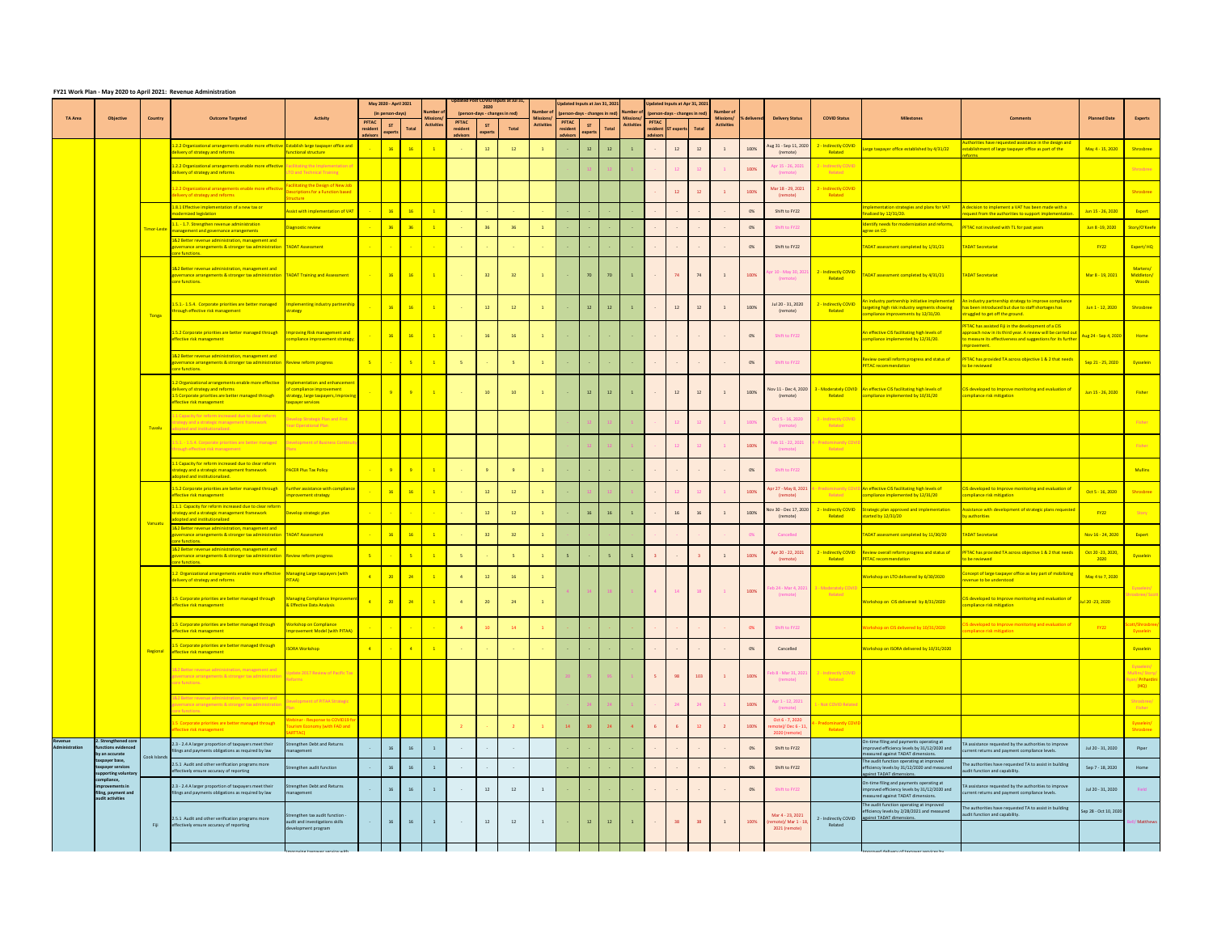## FY21 Work Plan - May 2020 to April 2021: Revenue Administration

| TA Area | Objective | Country | Outcome Targeted | Activity | May 2020 - April 2021 (in person-days) | | | Number of Missions/ Activities | Updated Post COVID Inputs at Jul 31, 2020 (person-days - changes in red) | | | Number of Missions/ Activities | Updated Inputs at Jan 31, 2021 (person-days - changes in red) | | | Number of Missions/ Activities | Updated Inputs at Apr 31, 2021 (person-days - changes in red) | | | Number of Missions/ Activities | % delivered | Delivery Status | COVID Status | Milestones | Comments | Planned Date | Experts |
|---|---|---|---|---|---|---|---|---|---|---|---|---|---|---|---|---|---|---|---|---|---|---|---|---|---|---|---|
| | | | | | PFTAC resident advisors | ST experts | Total | | PFTAC resident advisors | ST experts | Total | | PFTAC resident advisors | ST experts | Total | | PFTAC resident advisors | ST experts | Total | | | | | | | | |
| | | Timor-Leste | 1.2.2 Organizational arrangements enable more effective delivery of strategy and reforms | Establish large taxpayer office and functional structure | - | 16 | 16 | 1 | - | 12 | 12 | 1 | - | 12 | 12 | 1 | - | 12 | 12 | 1 | 100% | Aug 31 - Sep 11, 2020 (remote) | 2 - Indirectly COVID Related | Large taxpayer office established by 4/31/22 | Authorities have requested assistance in the design and establishment of large taxpayer office as part of the reforms. | May 4 - 15, 2020 | Shrosbree |
| | | | 1.2.2 Organizational arrangements enable more effective delivery of strategy and reforms | Facilitating the implementation of LTO and Technical Training | | | | | | | | | - | 12 | 12 | 1 | - | 12 | 12 | 1 | 100% | Apr 15 - 26, 2021 (remote) | 2 - Indirectly COVID Related | | | | Shrosbree |
| | | | 1.2.2 Organizational arrangements enable more effective delivery of strategy and reforms | Facilitating the Design of New Job Descriptions for a Function based Structure | | | | | | | | | | | | | - | 12 | 12 | 1 | 100% | Mar 18 - 29, 2021 (remote) | 2 - Indirectly COVID Related | | | | Shrosbree |
| | | | 1.8.1 Effective implementation of a new tax or modernized legislation | Assist with implementation of VAT | - | 16 | 16 | 1 | - | - | - | - | - | - | - | - | - | - | - | - | 0% | Shift to FY22 | | Implementation strategies and plans for VAT finalized by 12/31/20. | A decision to implement a VAT has been made with a request from the authorities to support implementation. | Jun 15 - 26, 2020 | Expert |
| | | | 1.1. - 1.7. Strengthen revenue administration management and governance arrangements | Diagnostic review | - | 36 | 36 | 1 | - | 36 | 36 | 1 | - | - | - | - | - | - | - | - | 0% | Shift to FY22 | | Identify needs for modernization and reforms, agree on CD | PFTAC not involved with TL for past years | Jun 8 -19, 2020 | Story/O'Keefe |
| | | | 1&2 Better revenue administration, management and governance arrangements & stronger tax administration core functions. | TADAT Assessment | - | - | - | - | - | - | - | - | - | - | - | - | - | - | - | - | 0% | Shift to FY22 | | TADAT assessment completed by 1/31/21 | TADAT Secretariat | FY22 | Expert/HQ |
| | | Tonga | 1&2 Better revenue administration, management and governance arrangements & stronger tax administration core functions. | TADAT Training and Assessment | - | 16 | 16 | 1 | - | 32 | 32 | 1 | - | 70 | 70 | 1 | - | 74 | 74 | 1 | 100% | Apr 10 - May 10, 2021 (remote) | 2 - Indirectly COVID Related | TADAT assessment completed by 4/31/21 | TADAT Secretariat | Mar 8 - 19, 2021 | Martens/ Middleton/ Woods |
| | | | 1.5.1.- 1.5.4. Corporate priorities are better managed through effective risk management | Implementing industry partnership strategy | - | 16 | 16 | 1 | - | 12 | 12 | 1 | - | 12 | 12 | 1 | - | 12 | 12 | 1 | 100% | Jul 20 - 31, 2020 (remote) | 2 - Indirectly COVID Related | An industry partnership initiative implemented targeting high risk industry segments showing compliance improvements by 12/31/20. | An industry partnership strategy to improve compliance has been introduced but due to staff shortages has struggled to get off the ground. | Jun 1 - 12, 2020 | Shrosbree |
| | | | 1.5.2 Corporate priorities are better managed through effective risk management | Improving Risk management and compliance improvement strategy; | - | 16 | 16 | 1 | - | 16 | 16 | 1 | - | - | - | - | - | - | - | - | 0% | Shift to FY22 | | An effective CIS facilitating high levels of compliance implemented by 12/31/20. | PFTAC has assisted Fiji in the development of a CIS approach now in its third year. A review will be carried out to measure its effectiveness and suggestions for its further improvement. | Aug 24 - Sep 4, 2020 | Home |
| | | | 1&2 Better revenue administration, management and governance arrangements & stronger tax administration core functions. | Review reform progress | 5 | - | 5 | 1 | 5 | - | 5 | 1 | - | - | - | - | - | - | - | - | 0% | Shift to FY22 | | Review overall reform progress and status of PFTAC recommendation | PFTAC has provided TA across objective 1 & 2 that needs to be reviewed | Sep 21 - 25, 2020 | Eysselein |
| | | Tuvalu | 1.2 Organizational arrangements enable more effective delivery of strategy and reforms 1.5 Corporate priorities are better managed through effective risk management | Implementation and enhancement of compliance improvement strategy, large taxpayers, Improving taxpayer services | - | 9 | 9 | 1 | - | 10 | 10 | 1 | - | 12 | 12 | 1 | - | 12 | 12 | 1 | 100% | Nov 11 - Dec 4, 2020 (remote) | 3 - Moderately COVID Related | An effective CIS facilitating high levels of compliance implemented by 10/31/20 | CIS developed to improve monitoring and evaluation of compliance risk mitigation | Jun 15 - 26, 2020 | Fisher |
| | | | 1.1 Capacity for reform increased due to clear reform strategy and a strategic management framework adopted and institutionalized. | Develop Strategic Plan and First Year Operational Plan | | | | | | | | | - | 12 | 12 | 1 | - | 12 | 12 | 1 | 100% | Oct 5 - 16, 2020 (remote) | 2 - Indirectly COVID Related | | | | Fisher |
| | | | 1.5.1. - 1.5.4. Corporate priorities are better managed through effective risk management | Development of Business Continuity Plans | | | | | | | | | - | 12 | 12 | 1 | - | 12 | 12 | 1 | 100% | Feb 11 - 22, 2021 (remote) | 4 - Predominantly COVID Related | | | | Fisher |
| | | | 1.1 Capacity for reform increased due to clear reform strategy and a strategic management framework adopted and institutionalized. | PACER Plus Tax Policy | - | 9 | 9 | 1 | - | 9 | 9 | 1 | - | - | - | - | - | - | - | - | 0% | Shift to FY22 | | | | | Mullins |
| | | Vanuatu | 1.5.2 Corporate priorities are better managed through effective risk management | Further assistance with compliance improvement strategy | - | 16 | 16 | 1 | - | 12 | 12 | 1 | - | 12 | 12 | 1 | - | 12 | 12 | 1 | 100% | Apr 27 - May 8, 2021 (remote) | 4 - Predominantly COVID Related | An effective CIS facilitating high levels of compliance implemented by 12/31/20 | CIS developed to improve monitoring and evaluation of compliance risk mitigation | Oct 5 - 16, 2020 | Shrosbree |
| | | | 1.1.1 Capacity for reform increased due to clear reform strategy and a strategic management framework adopted and institutionalized | Develop strategic plan | - | - | - | - | - | 12 | 12 | 1 | - | 16 | 16 | 1 | - | 16 | 16 | 1 | 100% | Nov 30 - Dec 17, 2020 (remote) | 2 - Indirectly COVID Related | Strategic plan approved and implementation started by 12/31/20 | Assistance with development of strategic plans requested by authorities | FY22 | Story |
| | | | 1&2 Better revenue administration, management and governance arrangements & stronger tax administration core functions. | TADAT Assessment | - | 16 | 16 | 1 | - | 32 | 32 | 1 | - | - | - | - | - | - | - | - | 0% | Cancelled | | TADAT assessment completed by 11/30/20 | TADAT Secretariat | Nov 16 - 24, 2020 | Expert |
| | | | 1&2 Better revenue administration, management and governance arrangements & stronger tax administration core functions. | Review reform progress | 5 | - | 5 | 1 | 5 | - | 5 | 1 | 5 | - | 5 | 1 | 3 | - | 3 | 1 | 100% | Apr 20 - 22, 2021 (remote) | 2 - Indirectly COVID Related | Review overall reform progress and status of PFTAC recommendation | PFTAC has provided TA across objective 1 & 2 that needs to be reviewed | Oct 20 -23, 2020, 2020 | Eysselein |
| | | Regional | 1.2 Organizational arrangements enable more effective delivery of strategy and reforms | Managing Large taxpayers (with PITAA) | 4 | 20 | 24 | 1 | 4 | 12 | 16 | 1 | 4 | 14 | 18 | 1 | 4 | 14 | 18 | 1 | 100% | Feb 24 - Mar 4, 2021 (remote) | 3 - Moderately COVID Related | Workshop on LTO delivered by 6/30/2020 | Concept of large taxpayer office as key part of mobilizing revenue to be understood | May 4 to 7, 2020 | Eysselein/ Shrosbree/ Scott |
| | | | 1.5 Corporate priorities are better managed through effective risk management | Managing Compliance Improvement & Effective Data Analysis | 4 | 20 | 24 | 1 | 4 | 20 | 24 | 1 | | | | | | | | | | | | Workshop on CIS delivered by 8/31/2020 | CIS developed to improve monitoring and evaluation of compliance risk mitigation | Jul 20 -23, 2020 | |
| | | | 1.5 Corporate priorities are better managed through effective risk management | Workshop on Compliance Improvement Model (with PITAA) | - | - | - | - | 4 | 10 | 14 | 1 | - | - | - | - | - | - | - | - | 0% | Shift to FY22 | | Workshop on CIS delivered by 10/31/2020 | CIS developed to improve monitoring and evaluation of compliance risk mitigation | FY22 | Scott/Shrosbree/ Eysselein |
| | | | 1.5 Corporate priorities are better managed through effective risk management | ISORA Workshop | 4 | - | 4 | 1 | - | - | - | - | - | - | - | - | - | - | - | - | 0% | Cancelled | | Workshop on ISORA delivered by 10/31/2020 | | | Eysselein |
| | | | 1&2 Better revenue administration, management and governance arrangements & stronger tax administration core functions. | Update 2017 Review of Pacific Tax Reforms | | | | | | | | | 20 | 75 | 95 | 1 | 5 | 98 | 103 | 1 | 100% | Feb 8 - Mar 31, 2021 (remote) | 2 - Indirectly COVID Related | | | | Eysselein/ Mullins/ Story/ Ryan/ Richardson (HQ) |
| | | | 1&2 Better revenue administration, management and governance arrangements & stronger tax administration core functions. | Development of PITAA Strategic Plan | | | | | | | | | - | 24 | 24 | 1 | - | 24 | 24 | 1 | 100% | Apr 1 - 12, 2021 (remote) | 1 - Not COVID Related | | | | Shrosbree/ Fisher |
| | | | 1.5 Corporate priorities are better managed through effective risk management | Webinar - Response to COVID19 for Tourism Economy (with FAD and SARTTAC) | | | | | 2 | - | 2 | 1 | 14 | 10 | 24 | 4 | 6 | 6 | 12 | 2 | 100% | Oct 6 - 7, 2020 (remote)/ Dec 6 - 11, 2020 (remote) | 4 - Predominantly COVID Related | | | | Eysselein/ Shrosbree |
| Revenue Administration | 2. Strengthened core functions evidenced by an accurate taxpayer base, taxpayer services supporting voluntary compliance, improvements in filing, payment and audit activities | Cook Islands | 2.3 - 2.4 A larger proportion of taxpayers meet their filings and payments obligations as required by law | Strengthen Debt and Returns management | - | 16 | 16 | 1 | - | - | - | - | - | - | - | - | - | - | - | - | 0% | Shift to FY22 | | On-time filing and payments operating at improved efficiency levels by 31/12/2020 and measured against TADAT dimensions. | TA assistance requested by the authorities to improve current returns and payment compliance levels. | Jul 20 - 31, 2020 | Piper |
| | | | 2.5.1 Audit and other verification programs more effectively ensure accuracy of reporting | Strengthen audit function | - | 16 | 16 | 1 | - | - | - | - | - | - | - | - | - | - | - | - | 0% | Shift to FY22 | | The audit function operating at improved efficiency levels by 31/12/2020 and measured against TADAT dimensions. | The authorities have requested TA to assist in building audit function and capability. | Sep 7 - 18, 2020 | Home |
| | | Fiji | 2.3 - 2.4 A larger proportion of taxpayers meet their filings and payments obligations as required by law | Strengthen Debt and Returns management | - | 16 | 16 | 1 | - | 12 | 12 | 1 | - | - | - | - | - | - | - | - | 0% | Shift to FY22 | | On-time filing and payments operating at improved efficiency levels by 31/12/2020 and measured against TADAT dimensions. | TA assistance requested by the authorities to improve current returns and payment compliance levels. | Jul 20 - 31, 2020 | Field |
| | | | 2.5.1 Audit and other verification programs more effectively ensure accuracy of reporting | Strengthen tax audit function - audit and investigations skills development program | - | 16 | 16 | 1 | - | 12 | 12 | 1 | - | 12 | 12 | 1 | - | 38 | 38 | 1 | 100% | Mar 4 - 23, 2021 (remote)/ Mar 1 - 18, 2021 (remote) | 2 - Indirectly COVID Related | The audit function operating at improved efficiency levels by 2/28/2021 and measured against TADAT dimensions. | The authorities have requested TA to assist in building audit function and capability. | Sep 28 - Oct 10, 2020 | Self/Matthews |
| | | | | Improving taxpayer service with | | | | | | | | | | | | | | | | | | | | Improved delivery of taxpayer services by | | | |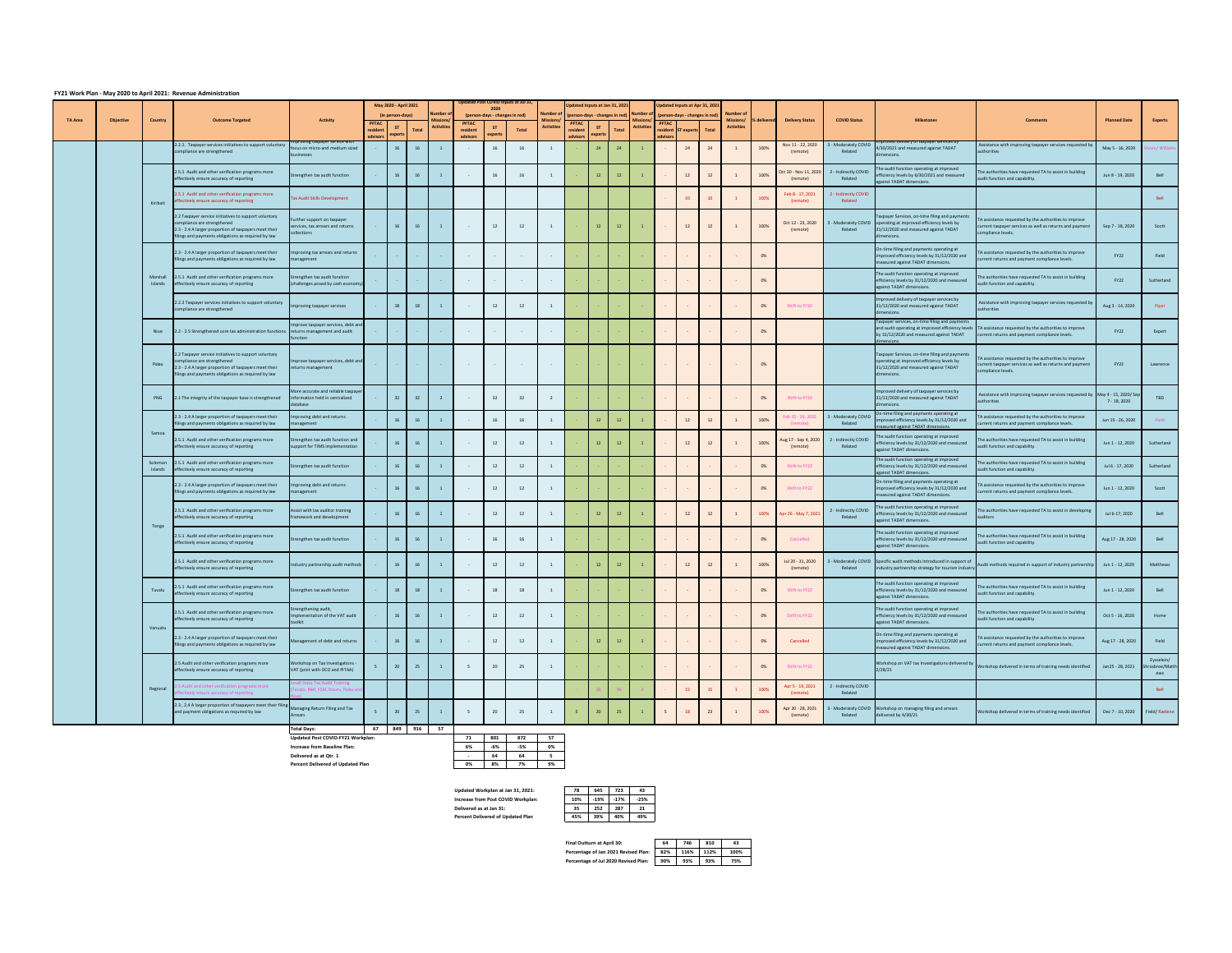**FY21 Work Plan - May 2020 to April 2021: Revenue Administration**

| TA Area | Objective | Country | Outcome Targeted | Activity | May 2020 - April 2021 (in person-days) | | | Number of Missions/ Activities | Updated Post COVID Inputs at Jul 31, 2020 (person-days - changes in red) | | | Number of Missions/ Activities | Updated Inputs at Jan 31, 2021 (person-days - changes in red) | | | Number of Missions/ Activities | Updated Inputs at Apr 31, 2021 (person-days - changes in red) | | | Number of Missions/ Activities | % delivered | Delivery Status | COVID Status | Milestones | Comments | Planned Date | Experts |
|---|---|---|---|---|---|---|---|---|---|---|---|---|---|---|---|---|---|---|---|---|---|---|---|---|---|---|---|
| | | | | | PFTAC resident advisors | ST experts | Total | | PFTAC resident advisors | ST experts | Total | | PFTAC resident advisors | ST experts | Total | | PFTAC resident advisors | ST experts | Total | | | | | | | | |
| | | Kiribati | 2.2.1. Taxpayer services initiatives to support voluntary compliance are strengthened | Improving taxpayer services with focus on micro-and medium sized businesses | - | 16 | 16 | 1 | - | 16 | 16 | 1 | - | 24 | 24 | 1 | - | 24 | 24 | 1 | 100% | Nov 11 - 22, 2020 (remote) | 3 - Moderately COVID Related | Improved delivery of taxpayer services by 4/30/2021 and measured against TADAT dimensions. | Assistance with improving taxpayer services requested by authorities | May 5 - 16, 2020 | Aslam/ Williams |
| | | Kiribati | 2.5.1 Audit and other verification programs more effectively ensure accuracy of reporting | Strengthen tax audit function | - | 16 | 16 | 1 | - | 16 | 16 | 1 | - | 12 | 12 | 1 | - | 12 | 12 | 1 | 100% | Oct 30 - Nov 11, 2020 (remote) | 2 - Indirectly COVID Related | The audit function operating at improved efficiency levels by 6/30/2021 and measured against TADAT dimensions. | The authorities have requested TA to assist in building audit function and capability. | Jun 8 - 19, 2020 | Bell |
| | | Kiribati | 2.5.1 Audit and other verification programs more effectively ensure accuracy of reporting | Tax Audit Skills Development | | | | | | | | | | | | | - | 10 | 10 | 1 | 100% | Feb 8 - 17, 2021 (remote) | 2 - Indirectly COVID Related | | | | Bell |
| | | Marshall Islands | 2.2 Taxpayer service initiatives to support voluntary compliance are strengthened<br>2.3 - 2.4 A larger proportion of taxpayers meet their filings and payments obligations as required by law | Further support on taxpayer services, tax arrears and returns collections | - | 16 | 16 | 1 | - | 12 | 12 | 1 | - | 12 | 12 | 1 | - | 12 | 12 | 1 | 100% | Oct 12 - 23, 2020 (remote) | 3 - Moderately COVID Related | Taxpayer Services, on-time filing and payments operating at improved efficiency levels by 31/12/2020 and measured against TADAT dimensions. | TA assistance requested by the authorities to improve current taxpayer services as well as returns and payment compliance levels. | Sep 7 - 18, 2020 | Scott |
| | | Marshall Islands | 2.3 - 2.4 A larger proportion of taxpayers meet their filings and payments obligations as required by law | Improving tax arrears and returns management | - | - | - | - | - | - | - | - | - | - | - | - | - | - | - | - | 0% | | | On-time filing and payments operating at improved efficiency levels by 31/12/2020 and measured against TADAT dimensions. | TA assistance requested by the authorities to improve current returns and payment compliance levels. | FY22 | Field |
| | | Marshall Islands | 2.5.1 Audit and other verification programs more effectively ensure accuracy of reporting | Strengthen tax audit function (challenges posed by cash economy) | - | - | - | - | - | - | - | - | - | - | - | - | - | - | - | - | 0% | | | The audit function operating at improved efficiency levels by 31/12/2020 and measured against TADAT dimensions. | The authorities have requested TA to assist in building audit function and capability. | FY22 | Sutherland |
| | | Marshall Islands | 2.2.2 Taxpayer services initiatives to support voluntary compliance are strengthened | Improving taxpayer services | - | 18 | 18 | 1 | - | 12 | 12 | 1 | - | - | - | - | - | - | - | - | 0% | Shift to FY22 | | Improved delivery of taxpayer services by 31/12/2020 and measured against TADAT dimensions. | Assistance with improving taxpayer services requested by authorities | Aug 3 - 14, 2020 | Piper |
| | | Niue | 2.2 - 2.5 Strengthened core tax administration functions | Improve taxpayer services, debt and returns management and audit function | - | - | - | - | - | - | - | - | - | - | - | - | - | - | - | - | 0% | | | Taxpayer services, on-time filing and payments and audit operating at improved efficiency levels by 31/12/2020 and measured against TADAT dimensions. | TA assistance requested by the authorities to improve current returns and payment compliance levels. | FY22 | Expert |
| | | Palau | 2.2 Taxpayer service initiatives to support voluntary compliance are strengthened<br>2.3 - 2.4 A larger proportion of taxpayers meet their filings and payments obligations as required by law | Improve taxpayer services, debt and returns management | - | - | - | - | - | - | - | - | - | - | - | - | - | - | - | - | 0% | | | Taxpayer Services, on-time filing and payments operating at improved efficiency levels by 31/12/2020 and measured against TADAT dimensions. | TA assistance requested by the authorities to improve current taxpayer services as well as returns and payment compliance levels. | FY22 | Lawrence |
| | | PNG | 2.1 The integrity of the taxpayer base is strengthened | More accurate and reliable taxpayer information held in centralized database | - | 32 | 32 | 2 | - | 32 | 32 | 2 | - | - | - | - | - | - | - | - | 0% | Shift to FY22 | | Improved delivery of taxpayer services by 31/12/2020 and measured against TADAT dimensions. | Assistance with improving taxpayer services requested by authorities | May 4 - 15, 2020/ Sep 7 - 18, 2020 | TBD |
| | | Samoa | 2.3 - 2.4 A larger proportion of taxpayers meet their filings and payments obligations as required by law | Improving debt and returns management | - | 16 | 16 | 1 | - | 16 | 16 | 1 | - | 12 | 12 | 1 | - | 12 | 12 | 1 | 100% | Feb 15 - 26, 2021 (remote) | 3 - Moderately COVID Related | On-time filing and payments operating at improved efficiency levels by 31/12/2020 and measured against TADAT dimensions. | TA assistance requested by the authorities to improve current returns and payment compliance levels. | Jun 15 - 26, 2020 | Field |
| | | Samoa | 2.5.1 Audit and other verification programs more effectively ensure accuracy of reporting | Strengthen tax audit function and support for TIMS implementation | - | 16 | 16 | 1 | - | 12 | 12 | 1 | - | 12 | 12 | 1 | - | 12 | 12 | 1 | 100% | Aug 17 - Sep 4, 2020 (remote) | 2 - Indirectly COVID Related | The audit function operating at improved efficiency levels by 31/12/2020 and measured against TADAT dimensions. | The authorities have requested TA to assist in building audit function and capability. | Jun 1 - 12, 2020 | Sutherland |
| | | Solomon Islands | 2.5.1 Audit and other verification programs more effectively ensure accuracy of reporting | Strengthen tax audit function | - | 16 | 16 | 1 | - | 12 | 12 | 1 | - | - | - | - | - | - | - | - | 0% | Shift to FY22 | | The audit function operating at improved efficiency levels by 31/12/2020 and measured against TADAT dimensions. | The authorities have requested TA to assist in building audit function and capability. | Jul 6 - 17, 2020 | Sutherland |
| | | Tonga | 2.3 - 2.4 A larger proportion of taxpayers meet their filings and payments obligations as required by law | Improving debt and returns management | - | 16 | 16 | 1 | - | 12 | 12 | 1 | - | - | - | - | - | - | - | - | 0% | Shift to FY22 | | On-time filing and payments operating at improved efficiency levels by 31/12/2020 and measured against TADAT dimensions. | TA assistance requested by the authorities to improve current returns and payment compliance levels. | Jun 1 - 12, 2020 | Scott |
| | | Tonga | 2.5.1 Audit and other verification programs more effectively ensure accuracy of reporting | Assist with tax auditor training framework and development | - | 16 | 16 | 1 | - | 12 | 12 | 1 | - | 12 | 12 | 1 | - | 12 | 12 | 1 | 100% | Apr 26 - May 7, 2021 | 2 - Indirectly COVID Related | The audit function operating at improved efficiency levels by 31/12/2020 and measured against TADAT dimensions. | The authorities have requested TA to assist in developing auditors | Jul 6-17, 2020 | Bell |
| | | Tonga | 2.5.1 Audit and other verification programs more effectively ensure accuracy of reporting | Strengthen tax audit function | - | 16 | 16 | 1 | - | 16 | 16 | 1 | - | - | - | - | - | - | - | - | 0% | Cancelled | | The audit function operating at improved efficiency levels by 31/12/2020 and measured against TADAT dimensions. | The authorities have requested TA to assist in building audit function and capability. | Aug 17 - 28, 2020 | Bell |
| | | Tonga | 2.5.1 Audit and other verification programs more effectively ensure accuracy of reporting | Industry partnership audit methods | - | 16 | 16 | 1 | - | 12 | 12 | 1 | - | 12 | 12 | 1 | - | 12 | 12 | 1 | 100% | Jul 20 - 31, 2020 (remote) | 3 - Moderately COVID Related | Specific audit methods introduced in support of industry partnership strategy for tourism industry | Audit methods required in support of industry partnership | Jun 1 - 12, 2020 | Matthews |
| | | Tuvalu | 2.5.1 Audit and other verification programs more effectively ensure accuracy of reporting | Strengthen tax audit function | - | 18 | 18 | 1 | - | 18 | 18 | 1 | - | - | - | - | - | - | - | - | 0% | Shift to FY22 | | The audit function operating at improved efficiency levels by 31/12/2020 and measured against TADAT dimensions. | The authorities have requested TA to assist in building audit function and capability. | Jun 1 - 12, 2020 | Bell |
| | | Vanuatu | 2.5.1 Audit and other verification programs more effectively ensure accuracy of reporting | Strengthening audit, implementation of the VAT audit toolkit | - | 16 | 16 | 1 | - | 12 | 12 | 1 | - | - | - | - | - | - | - | - | 0% | Shift to FY22 | | The audit function operating at improved efficiency levels by 31/12/2020 and measured against TADAT dimensions. | The authorities have requested TA to assist in building audit function and capability. | Oct 5 - 16, 2020 | Home |
| | | Vanuatu | 2.3 - 2.4 A larger proportion of taxpayers meet their filings and payments obligations as required by law | Management of debt and returns | - | 16 | 16 | 1 | - | 12 | 12 | 1 | - | 12 | 12 | 1 | - | - | - | - | 0% | Cancelled | | On-time filing and payments operating at improved efficiency levels by 31/12/2020 and measured against TADAT dimensions. | TA assistance requested by the authorities to improve current returns and payment compliance levels. | Aug 17 - 28, 2020 | Field |
| | | Regional | 2.5 Audit and other verification programs more effectively ensure accuracy of reporting | Workshop on Tax Investigations - VAT (joint with OCO and PITAA) | 5 | 20 | 25 | 1 | 5 | 20 | 25 | 1 | - | - | - | - | - | - | - | - | 0% | Shift to FY22 | | Workshop on VAT tax investigations delivered by 2/28/21 | Workshop delivered in terms of training needs identified | Jan25 - 28, 2021 | Eysselein/ Shrosbree/Matthews |
| | | Regional | 2.5 Audit and other verification programs more effectively ensure accuracy of reporting | Small State Tax Audit Training (Tuvalu, RMI, FSM, Nauru, Palau and Niue) | | | | | | | | | - | 16 | 16 | 2 | - | 15 | 15 | 1 | 100% | Apr 5 - 19, 2021 (remote) | 2 - Indirectly COVID Related | | | | Bell |
| | | Regional | 2.3., 2.4 A larger proportion of taxpayers meet their filing and payment obligations as required by law | Managing Return Filing and Tax Arrears | 5 | 20 | 25 | 1 | 5 | 20 | 25 | 1 | 5 | 20 | 25 | 1 | 5 | 18 | 23 | 1 | 100% | Apr 20 - 28, 2021 (remote) | 3 - Moderately COVID Related | Workshop on managing filing and arrears delivered by 4/30/21 | Workshop delivered in terms of training needs identified | Dec 7 - 10, 2020 | Field/ Raelene |
| | | | | **Total Days:** | 67 | 849 | 916 | 57 | | | | | | | | | | | | | | | | | | | |
| | | | | **Updated Post COVID-FY21 Workplan:** | | | | | 71 | 801 | 872 | 57 | | | | | | | | | | | | | | | |
| | | | | **Increase from Baseline Plan:** | | | | | 6% | -6% | -5% | 0% | | | | | | | | | | | | | | | |
| | | | | **Delivered as at Qtr. 1** | | | | | - | 64 | 64 | 5 | | | | | | | | | | | | | | | |
| | | | | **Percent Delivered of Updated Plan** | | | | | 0% | 8% | 7% | 9% | | | | | | | | | | | | | | | |

| | | | | |
|---|---|---|---|---|
| **Updated Workplan at Jan 31, 2021:** | 78 | 645 | 723 | 43 |
| **Increase from Post COVID Workplan:** | 10% | -19% | -17% | -25% |
| **Delivered as at Jan 31:** | 35 | 252 | 287 | 21 |
| **Percent Delivered of Updated Plan** | 45% | 39% | 40% | 49% |

| | | | | |
|---|---|---|---|---|
| **Final Outturn at April 30:** | 64 | 746 | 810 | 43 |
| **Percentage of Jan 2021 Revised Plan:** | 82% | 116% | 112% | 100% |
| **Percentage of Jul 2020 Revised Plan:** | 90% | 93% | 93% | 75% |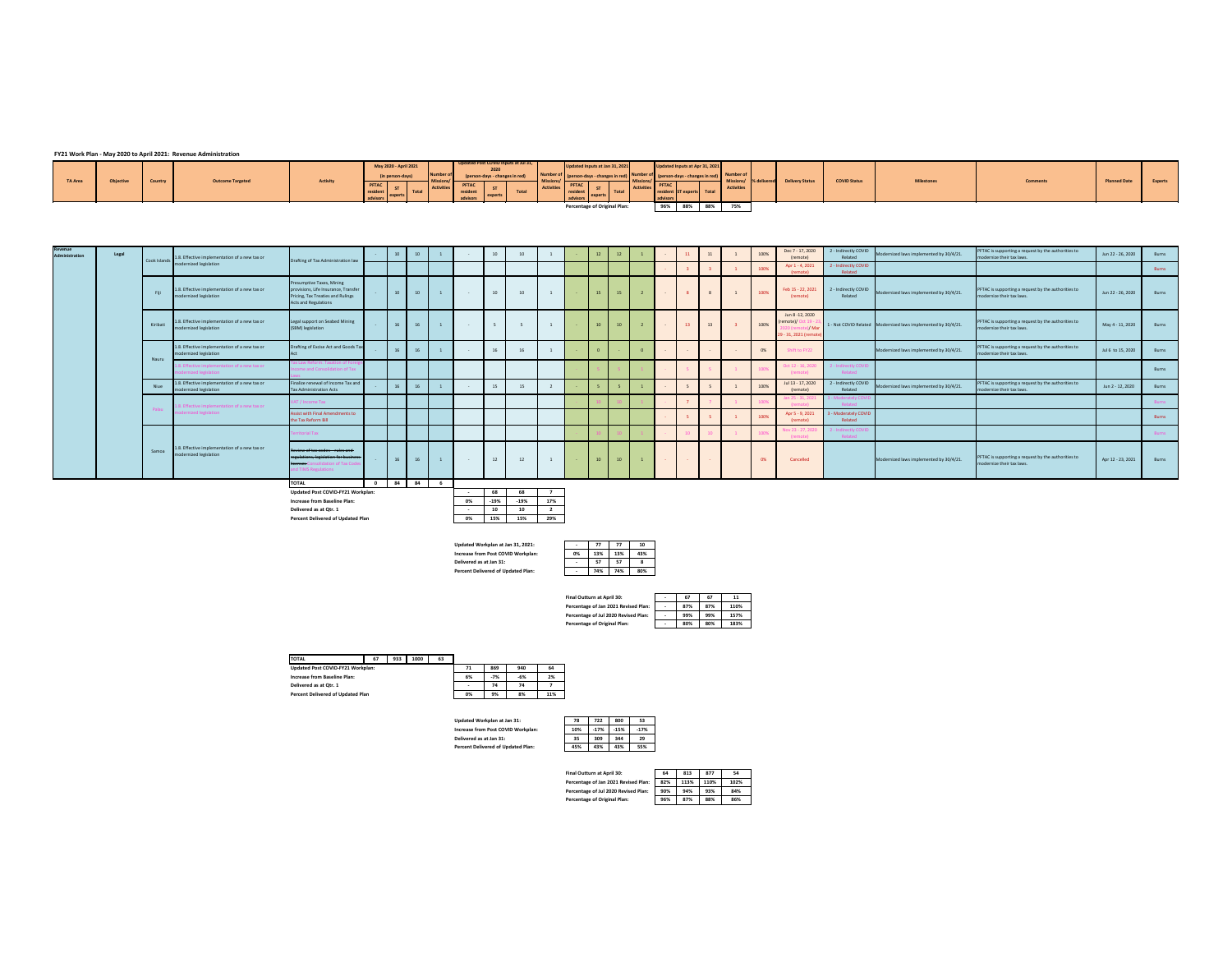**FY21 Work Plan - May 2020 to April 2021: Revenue Administration**

| TA Area | Objective | Country | Outcome Targeted | Activity | May 2020 - April 2021 (in person-days) PFTAC resident advisors | ST experts | Total | Number of Missions/ Activities | Updated Post COVID Inputs at Jul 31, 2020 (person-days - changes in red) PFTAC resident advisors | ST experts | Total | Number of Missions/ Activities | Updated Inputs at Jan 31, 2021 (person-days - changes in red) PFTAC resident advisors | ST experts | Total | Number of Missions/ Activities | Updated Inputs at Apr 31, 2021 (person-days - changes in red) PFTAC resident advisors | ST experts | Total | Number of Missions/ Activities | % delivered | Delivery Status | COVID Status | Milestones | Comments | Planned Date | Experts |
|---|---|---|---|---|---|---|---|---|---|---|---|---|---|---|---|---|---|---|---|---|---|---|---|---|---|---|---|
| | | | | | | | | | | | | | Percentage of Original Plan: | | | | 96% | 88% | 88% | 75% | | | | | | | |
| Revenue Administration | Legal | Cook Islands | 1.8. Effective implementation of a new tax or modernized legislation | Drafting of Tax Administration law | - | 10 | 10 | 1 | - | 10 | 10 | 1 | - | 12 | 12 | 1 | - | 11 | 11 | 1 | 100% | Dec 7 - 17, 2020 (remote) | 2 - Indirectly COVID Related | Modernized laws implemented by 30/4/21. | PFTAC is supporting a request by the authorities to modernize their tax laws. | Jun 22 - 26, 2020 | Burns |
| | | | | | | | | | | | | | | | | | - | 3 | 3 | 1 | 100% | Apr 1 - 4, 2021 (remote) | 2 - Indirectly COVID Related | | | | Burns |
| | | Fiji | 1.8. Effective implementation of a new tax or modernized legislation | Presumptive Taxes, Mining provisions, Life Insurance, Transfer Pricing, Tax Treaties and Rulings Acts and Regulations | - | 10 | 10 | 1 | - | 10 | 10 | 1 | - | 15 | 15 | 2 | - | 8 | 8 | 1 | 100% | Feb 15 - 22, 2021 (remote) | 2 - Indirectly COVID Related | Modernized laws implemented by 30/4/21. | PFTAC is supporting a request by the authorities to modernize their tax laws. | Jun 22 - 26, 2020 | Burns |
| | | Kiribati | 1.8. Effective implementation of a new tax or modernized legislation | Legal support on Seabed Mining (SBM) legislation | - | 16 | 16 | 1 | - | 5 | 5 | 1 | - | 10 | 10 | 2 | - | 13 | 13 | 3 | 100% | Jun 8 -12, 2020 (remote)/ Oct 19 - 23, 2020 (remote)/ Mar 29 - 31, 2021 (remote) | 1 - Not COVID Related | Modernized laws implemented by 30/4/21. | PFTAC is supporting a request by the authorities to modernize their tax laws. | May 4 - 11, 2020 | Burns |
| | | Nauru | 1.8. Effective implementation of a new tax or modernized legislation | Drafting of Excise Act and Goods Tax Act | - | 16 | 16 | 1 | - | 16 | 16 | 1 | - | 0 | - | 0 | - | - | - | - | 0% | Shift to FY22 | | Modernized laws implemented by 30/4/21. | PFTAC is supporting a request by the authorities to modernize their tax laws. | Jul 6 to 15, 2020 | Burns |
| | | | 1.8. Effective implementation of a new tax or modernized legislation | Tax Law Reform: Taxation of Foreign Income and Consolidation of Tax Laws | | | | | | | | | - | 5 | 5 | 1 | - | 5 | 5 | 1 | 100% | Oct 12 - 16, 2020 (remote) | 2 - Indirectly COVID Related | | | | Burns |
| | | Niue | 1.8. Effective implementation of a new tax or modernized legislation | Finalize renewal of Income Tax and Tax Administration Acts | - | 16 | 16 | 1 | - | 15 | 15 | 2 | - | 5 | 5 | 1 | - | 5 | 5 | 1 | 100% | Jul 13 - 17, 2020 (remote) | 2 - Indirectly COVID Related | Modernized laws implemented by 30/4/21. | PFTAC is supporting a request by the authorities to modernize their tax laws. | Jun 2 - 12, 2020 | Burns |
| | | Palau | 1.8. Effective implementation of a new tax or modernized legislation | VAT / Income Tax | | | | | | | | | - | 10 | 10 | 1 | - | 7 | 7 | 1 | 100% | Jan 25 - 31, 2021 (remote) | 3 - Moderately COVID Related | | | | Burns |
| | | | | Assist with Final Amendments to the Tax Reform Bill | | | | | | | | | | | | | - | 5 | 5 | 1 | 100% | Apr 5 - 9, 2021 (remote) | 3 - Moderately COVID Related | | | | Burns |
| | | | | Territorial Tax | | | | | | | | | - | 10 | 10 | 1 | - | 10 | 10 | 1 | 100% | Nov 23 - 27, 2020 (remote) | 2 - Indirectly COVID Related | | | | Burns |
| | | Samoa | 1.8. Effective implementation of a new tax or modernized legislation | ~~Review of tax codes - rules and regulations; legislation for business licenses~~ Consolidation of Tax Codes and TIMS Regulations | - | 16 | 16 | 1 | - | 12 | 12 | 1 | - | 10 | 10 | 1 | - | - | - | | 0% | Cancelled | | Modernized laws implemented by 30/4/21. | PFTAC is supporting a request by the authorities to modernize their tax laws. | Apr 12 - 23, 2021 | Burns |
| | | | | TOTAL | 0 | 84 | 84 | 6 | | | | | | | | | | | | | | | | | | | |
| | | | | Updated Post COVID-FY21 Workplan: | | | | | - | 68 | 68 | 7 | | | | | | | | | | | | | | | |
| | | | | Increase from Baseline Plan: | | | | | 0% | -19% | -19% | 17% | | | | | | | | | | | | | | | |
| | | | | Delivered as at Qtr. 1 | | | | | - | 10 | 10 | 2 | | | | | | | | | | | | | | | |
| | | | | Percent Delivered of Updated Plan | | | | | 0% | 15% | 15% | 29% | | | | | | | | | | | | | | | |

| | | | | |
|---|---|---|---|---|
| Updated Workplan at Jan 31, 2021: | - | 77 | 77 | 10 |
| Increase from Post COVID Workplan: | 0% | 13% | 13% | 43% |
| Delivered as at Jan 31: | - | 57 | 57 | 8 |
| Percent Delivered of Updated Plan: | - | 74% | 74% | 80% |

| | | | | |
|---|---|---|---|---|
| Final Outturn at April 30: | - | 67 | 67 | 11 |
| Percentage of Jan 2021 Revised Plan: | - | 87% | 87% | 110% |
| Percentage of Jul 2020 Revised Plan: | - | 99% | 99% | 157% |
| Percentage of Original Plan: | - | 80% | 80% | 183% |

| | | | | |
|---|---|---|---|---|
| TOTAL | 67 | 933 | 1000 | 63 |
| Updated Post COVID-FY21 Workplan: | 71 | 869 | 940 | 64 |
| Increase from Baseline Plan: | 6% | -7% | -6% | 2% |
| Delivered as at Qtr. 1 | - | 74 | 74 | 7 |
| Percent Delivered of Updated Plan | 0% | 9% | 8% | 11% |

| | | | | |
|---|---|---|---|---|
| Updated Workplan at Jan 31: | 78 | 722 | 800 | 53 |
| Increase from Post COVID Workplan: | 10% | -17% | -15% | -17% |
| Delivered as at Jan 31: | 35 | 309 | 344 | 29 |
| Percent Delivered of Updated Plan: | 45% | 43% | 43% | 55% |

| | | | | |
|---|---|---|---|---|
| Final Outturn at April 30: | 64 | 813 | 877 | 54 |
| Percentage of Jan 2021 Revised Plan: | 82% | 113% | 110% | 102% |
| Percentage of Jul 2020 Revised Plan: | 90% | 94% | 93% | 84% |
| Percentage of Original Plan: | 96% | 87% | 88% | 86% |